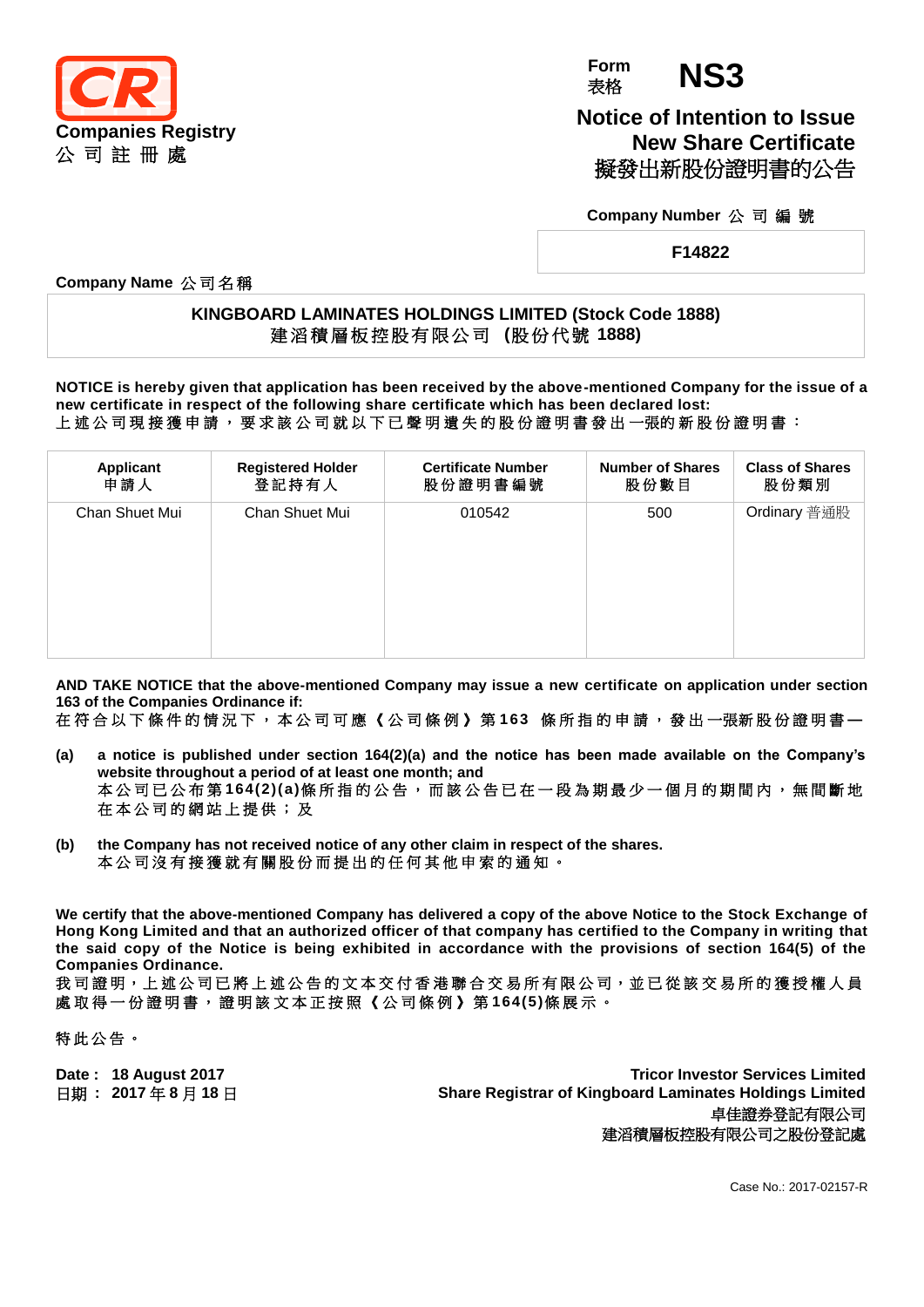**Companies Registry**
**公 司 註 冊 處**

Form 表格 **NS3**

# Notice of Intention to Issue New Share Certificate
# 擬發出新股份證明書的公告

**Company Number 公 司 編 號**

**F14822**

**Company Name 公司名稱**

**KINGBOARD LAMINATES HOLDINGS LIMITED (Stock Code 1888)**
**建滔積層板控股有限公司 (股份代號 1888)**

**NOTICE is hereby given that application has been received by the above-mentioned Company for the issue of a new certificate in respect of the following share certificate which has been declared lost:**
**上述公司現接獲申請，要求該公司就以下已聲明遺失的股份證明書發出一張的新股份證明書：**

| Applicant 申請人 | Registered Holder 登記持有人 | Certificate Number 股份證明書編號 | Number of Shares 股份數目 | Class of Shares 股份類別 |
|---|---|---|---|---|
| Chan Shuet Mui | Chan Shuet Mui | 010542 | 500 | Ordinary 普通股 |

**AND TAKE NOTICE that the above-mentioned Company may issue a new certificate on application under section 163 of the Companies Ordinance if:**
**在符合以下條件的情況下，本公司可應《公司條例》第163 條所指的申請，發出一張新股份證明書—**

**(a)** **a notice is published under section 164(2)(a) and the notice has been made available on the Company's website throughout a period of at least one month; and**
**本公司已公布第164(2)(a)條所指的公告，而該公告已在一段為期最少一個月的期間內，無間斷地在本公司的網站上提供；及**

**(b)** **the Company has not received notice of any other claim in respect of the shares.**
**本公司沒有接獲就有關股份而提出的任何其他申索的通知。**

**We certify that the above-mentioned Company has delivered a copy of the above Notice to the Stock Exchange of Hong Kong Limited and that an authorized officer of that company has certified to the Company in writing that the said copy of the Notice is being exhibited in accordance with the provisions of section 164(5) of the Companies Ordinance.**
**我司證明，上述公司已將上述公告的文本交付香港聯合交易所有限公司，並已從該交易所的獲授權人員處取得一份證明書，證明該文本正按照《公司條例》第164(5)條展示。**

特此公告。

**Date : 18 August 2017**
**日期： 2017 年 8 月 18 日**

**Tricor Investor Services Limited**
**Share Registrar of Kingboard Laminates Holdings Limited**
**卓佳證券登記有限公司**
**建滔積層板控股有限公司之股份登記處**

Case No.: 2017-02157-R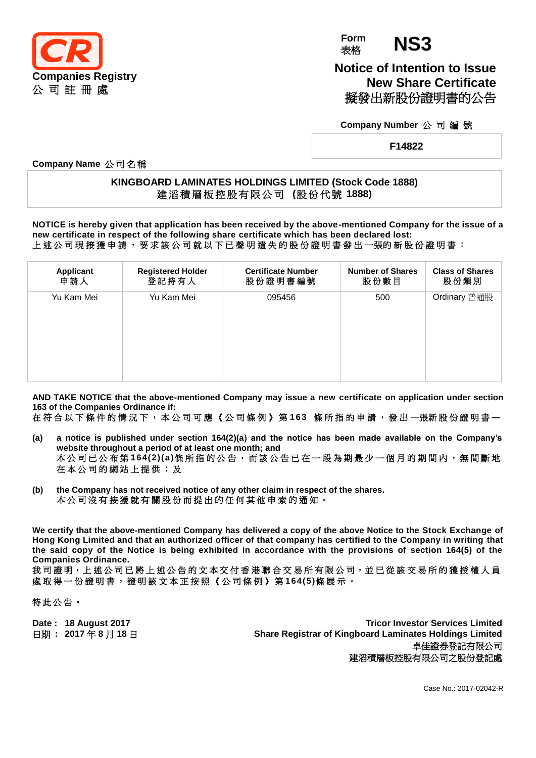**Companies Registry**
**公 司 註 冊 處**

Form 表格 **NS3**

## Notice of Intention to Issue New Share Certificate
## 擬發出新股份證明書的公告

**Company Number 公 司 編 號**

**F14822**

**Company Name 公司名稱**

**KINGBOARD LAMINATES HOLDINGS LIMITED (Stock Code 1888)**
**建滔積層板控股有限公司 (股份代號 1888)**

**NOTICE is hereby given that application has been received by the above-mentioned Company for the issue of a new certificate in respect of the following share certificate which has been declared lost:**
**上述公司現接獲申請，要求該公司就以下已聲明遺失的股份證明書發出一張的新股份證明書：**

| Applicant 申請人 | Registered Holder 登記持有人 | Certificate Number 股份證明書編號 | Number of Shares 股份數目 | Class of Shares 股份類別 |
|---|---|---|---|---|
| Yu Kam Mei | Yu Kam Mei | 095456 | 500 | Ordinary 普通股 |

**AND TAKE NOTICE that the above-mentioned Company may issue a new certificate on application under section 163 of the Companies Ordinance if:**
**在符合以下條件的情況下，本公司可應《公司條例》第163 條所指的申請，發出一張新股份證明書—**

**(a)** **a notice is published under section 164(2)(a) and the notice has been made available on the Company's website throughout a period of at least one month; and**
**本公司已公布第164(2)(a)條所指的公告，而該公告已在一段為期最少一個月的期間內，無間斷地在本公司的網站上提供；及**

**(b)** **the Company has not received notice of any other claim in respect of the shares.**
**本公司沒有接獲就有關股份而提出的任何其他申索的通知。**

**We certify that the above-mentioned Company has delivered a copy of the above Notice to the Stock Exchange of Hong Kong Limited and that an authorized officer of that company has certified to the Company in writing that the said copy of the Notice is being exhibited in accordance with the provisions of section 164(5) of the Companies Ordinance.**
**我司證明，上述公司已將上述公告的文本交付香港聯合交易所有限公司，並已從該交易所的獲授權人員處取得一份證明書，證明該文本正按照《公司條例》第164(5)條展示。**

特此公告。

**Date : 18 August 2017**
**日期： 2017 年 8 月 18 日**

**Tricor Investor Services Limited**
**Share Registrar of Kingboard Laminates Holdings Limited**
**卓佳證券登記有限公司**
**建滔積層板控股有限公司之股份登記處**

Case No.: 2017-02042-R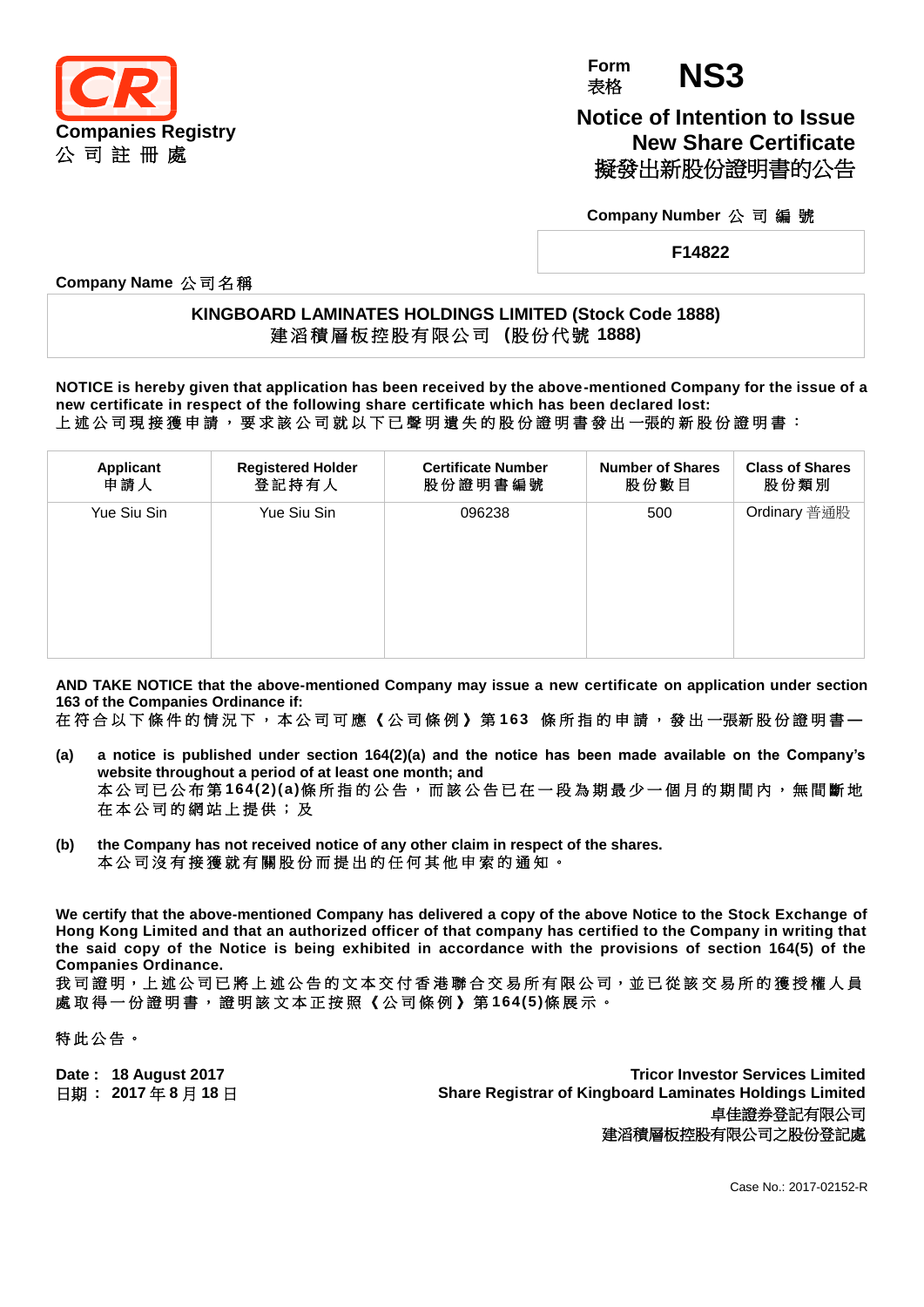**CR**

**Companies Registry**
**公 司 註 冊 處**

Form 表格 **NS3**

## Notice of Intention to Issue New Share Certificate
## 擬發出新股份證明書的公告

**Company Number 公 司 編 號**

**F14822**

**Company Name 公司名稱**

**KINGBOARD LAMINATES HOLDINGS LIMITED (Stock Code 1888)**
**建滔積層板控股有限公司 (股份代號 1888)**

**NOTICE is hereby given that application has been received by the above-mentioned Company for the issue of a new certificate in respect of the following share certificate which has been declared lost:**
**上述公司現接獲申請，要求該公司就以下已聲明遺失的股份證明書發出一張的新股份證明書：**

| Applicant 申請人 | Registered Holder 登記持有人 | Certificate Number 股份證明書編號 | Number of Shares 股份數目 | Class of Shares 股份類別 |
|---|---|---|---|---|
| Yue Siu Sin | Yue Siu Sin | 096238 | 500 | Ordinary 普通股 |

**AND TAKE NOTICE that the above-mentioned Company may issue a new certificate on application under section 163 of the Companies Ordinance if:**
**在符合以下條件的情況下，本公司可應《公司條例》第163 條所指的申請，發出一張新股份證明書—**

**(a)** **a notice is published under section 164(2)(a) and the notice has been made available on the Company's website throughout a period of at least one month; and**
**本公司已公布第164(2)(a)條所指的公告，而該公告已在一段為期最少一個月的期間內，無間斷地在本公司的網站上提供；及**

**(b)** **the Company has not received notice of any other claim in respect of the shares.**
**本公司沒有接獲就有關股份而提出的任何其他申索的通知。**

**We certify that the above-mentioned Company has delivered a copy of the above Notice to the Stock Exchange of Hong Kong Limited and that an authorized officer of that company has certified to the Company in writing that the said copy of the Notice is being exhibited in accordance with the provisions of section 164(5) of the Companies Ordinance.**
**我司證明，上述公司已將上述公告的文本交付香港聯合交易所有限公司，並已從該交易所的獲授權人員處取得一份證明書，證明該文本正按照《公司條例》第164(5)條展示。**

特此公告。

**Date : 18 August 2017**
**日期： 2017 年 8 月 18 日**

**Tricor Investor Services Limited**
**Share Registrar of Kingboard Laminates Holdings Limited**
**卓佳證券登記有限公司**
**建滔積層板控股有限公司之股份登記處**

Case No.: 2017-02152-R